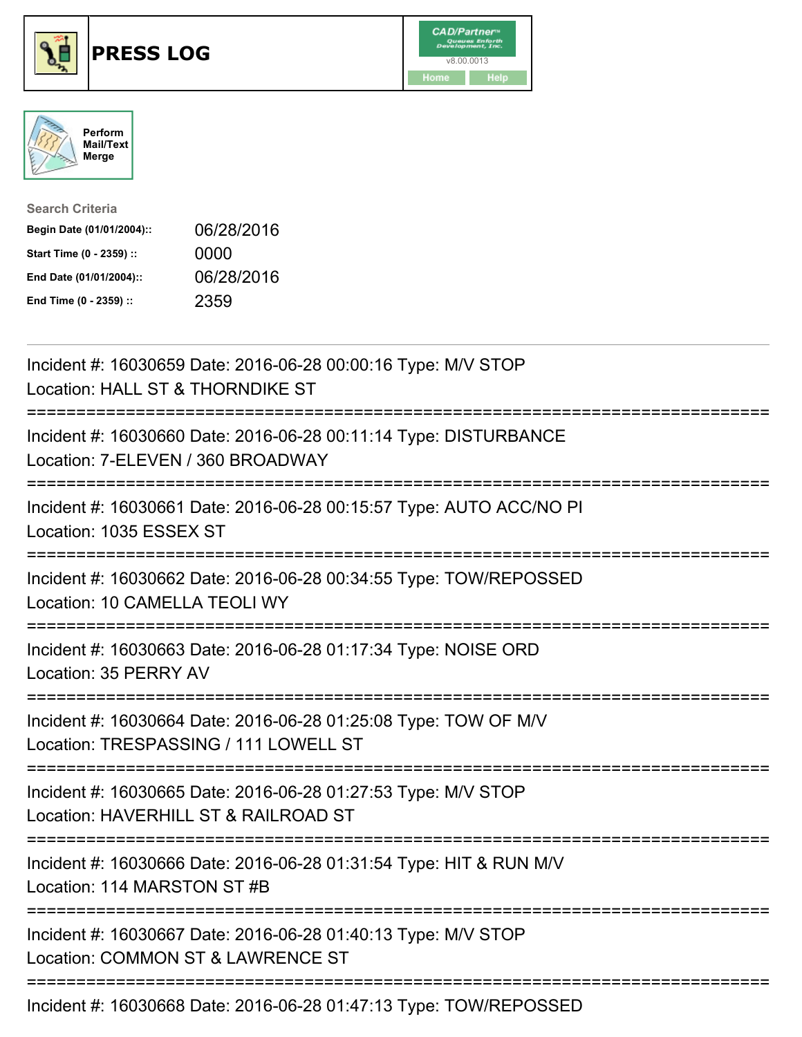# PRESS LOG

Perform Mail/Text Merge

**Search Criteria**

| | |
|---|---|
| Begin Date (01/01/2004):: | 06/28/2016 |
| Start Time (0 - 2359) :: | 0000 |
| End Date (01/01/2004):: | 06/28/2016 |
| End Time (0 - 2359) :: | 2359 |

---

Incident #: 16030659 Date: 2016-06-28 00:00:16 Type: M/V STOP
Location: HALL ST & THORNDIKE ST

===========================================================================

Incident #: 16030660 Date: 2016-06-28 00:11:14 Type: DISTURBANCE
Location: 7-ELEVEN / 360 BROADWAY

===========================================================================

Incident #: 16030661 Date: 2016-06-28 00:15:57 Type: AUTO ACC/NO PI
Location: 1035 ESSEX ST

===========================================================================

Incident #: 16030662 Date: 2016-06-28 00:34:55 Type: TOW/REPOSSED
Location: 10 CAMELLA TEOLI WY

===========================================================================

Incident #: 16030663 Date: 2016-06-28 01:17:34 Type: NOISE ORD
Location: 35 PERRY AV

===========================================================================

Incident #: 16030664 Date: 2016-06-28 01:25:08 Type: TOW OF M/V
Location: TRESPASSING / 111 LOWELL ST

===========================================================================

Incident #: 16030665 Date: 2016-06-28 01:27:53 Type: M/V STOP
Location: HAVERHILL ST & RAILROAD ST

===========================================================================

Incident #: 16030666 Date: 2016-06-28 01:31:54 Type: HIT & RUN M/V
Location: 114 MARSTON ST #B

===========================================================================

Incident #: 16030667 Date: 2016-06-28 01:40:13 Type: M/V STOP
Location: COMMON ST & LAWRENCE ST

===========================================================================

Incident #: 16030668 Date: 2016-06-28 01:47:13 Type: TOW/REPOSSED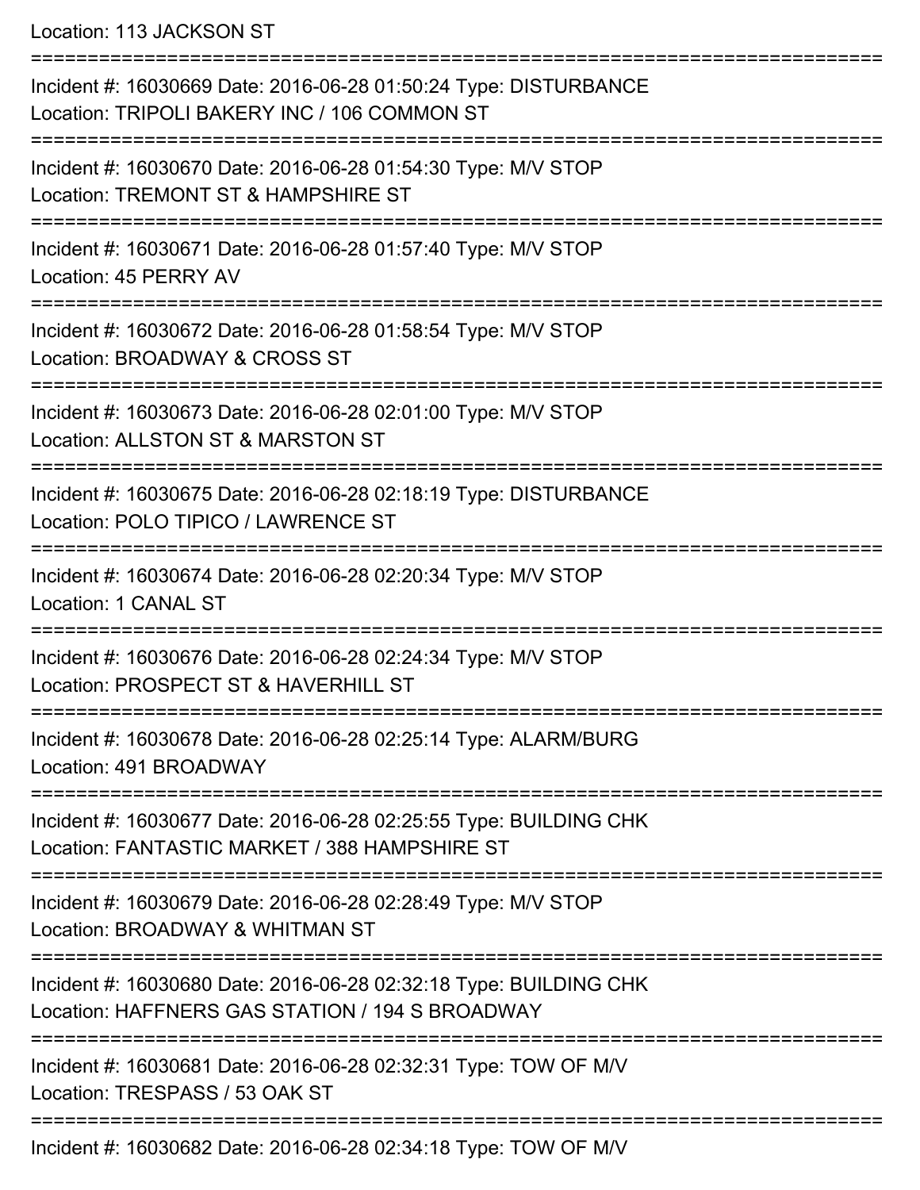Location: 113 JACKSON ST

===========================================================================

Incident #: 16030669 Date: 2016-06-28 01:50:24 Type: DISTURBANCE
Location: TRIPOLI BAKERY INC / 106 COMMON ST

===========================================================================

Incident #: 16030670 Date: 2016-06-28 01:54:30 Type: M/V STOP
Location: TREMONT ST & HAMPSHIRE ST

===========================================================================

Incident #: 16030671 Date: 2016-06-28 01:57:40 Type: M/V STOP
Location: 45 PERRY AV

===========================================================================

Incident #: 16030672 Date: 2016-06-28 01:58:54 Type: M/V STOP
Location: BROADWAY & CROSS ST

===========================================================================

Incident #: 16030673 Date: 2016-06-28 02:01:00 Type: M/V STOP
Location: ALLSTON ST & MARSTON ST

===========================================================================

Incident #: 16030675 Date: 2016-06-28 02:18:19 Type: DISTURBANCE
Location: POLO TIPICO / LAWRENCE ST

===========================================================================

Incident #: 16030674 Date: 2016-06-28 02:20:34 Type: M/V STOP
Location: 1 CANAL ST

===========================================================================

Incident #: 16030676 Date: 2016-06-28 02:24:34 Type: M/V STOP
Location: PROSPECT ST & HAVERHILL ST

===========================================================================

Incident #: 16030678 Date: 2016-06-28 02:25:14 Type: ALARM/BURG
Location: 491 BROADWAY

===========================================================================

Incident #: 16030677 Date: 2016-06-28 02:25:55 Type: BUILDING CHK
Location: FANTASTIC MARKET / 388 HAMPSHIRE ST

===========================================================================

Incident #: 16030679 Date: 2016-06-28 02:28:49 Type: M/V STOP
Location: BROADWAY & WHITMAN ST

===========================================================================

Incident #: 16030680 Date: 2016-06-28 02:32:18 Type: BUILDING CHK
Location: HAFFNERS GAS STATION / 194 S BROADWAY

===========================================================================

Incident #: 16030681 Date: 2016-06-28 02:32:31 Type: TOW OF M/V
Location: TRESPASS / 53 OAK ST

===========================================================================

Incident #: 16030682 Date: 2016-06-28 02:34:18 Type: TOW OF M/V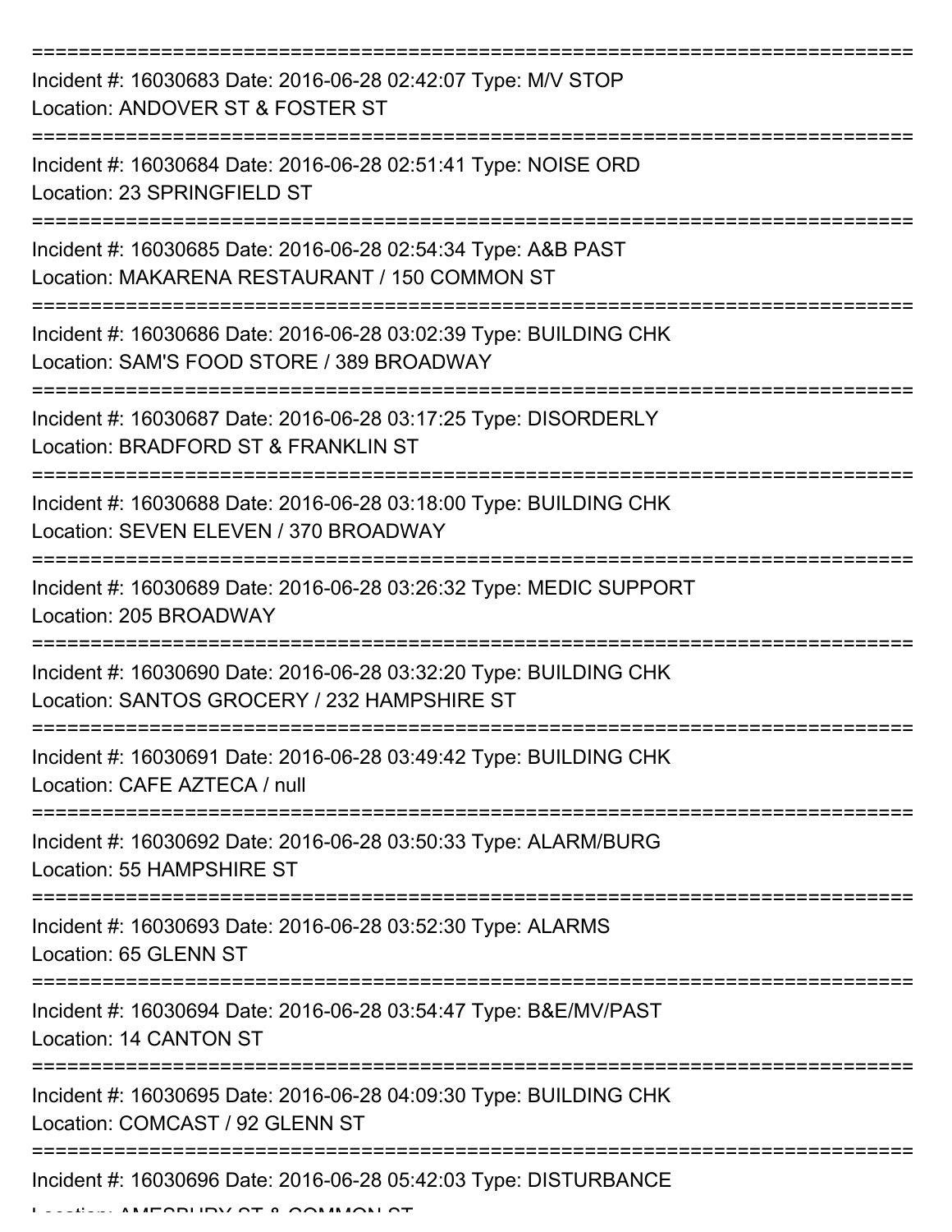===========================================================================

Incident #: 16030683 Date: 2016-06-28 02:42:07 Type: M/V STOP
Location: ANDOVER ST & FOSTER ST

===========================================================================

Incident #: 16030684 Date: 2016-06-28 02:51:41 Type: NOISE ORD
Location: 23 SPRINGFIELD ST

===========================================================================

Incident #: 16030685 Date: 2016-06-28 02:54:34 Type: A&B PAST
Location: MAKARENA RESTAURANT / 150 COMMON ST

===========================================================================

Incident #: 16030686 Date: 2016-06-28 03:02:39 Type: BUILDING CHK
Location: SAM'S FOOD STORE / 389 BROADWAY

===========================================================================

Incident #: 16030687 Date: 2016-06-28 03:17:25 Type: DISORDERLY
Location: BRADFORD ST & FRANKLIN ST

===========================================================================

Incident #: 16030688 Date: 2016-06-28 03:18:00 Type: BUILDING CHK
Location: SEVEN ELEVEN / 370 BROADWAY

===========================================================================

Incident #: 16030689 Date: 2016-06-28 03:26:32 Type: MEDIC SUPPORT
Location: 205 BROADWAY

===========================================================================

Incident #: 16030690 Date: 2016-06-28 03:32:20 Type: BUILDING CHK
Location: SANTOS GROCERY / 232 HAMPSHIRE ST

===========================================================================

Incident #: 16030691 Date: 2016-06-28 03:49:42 Type: BUILDING CHK
Location: CAFE AZTECA / null

===========================================================================

Incident #: 16030692 Date: 2016-06-28 03:50:33 Type: ALARM/BURG
Location: 55 HAMPSHIRE ST

===========================================================================

Incident #: 16030693 Date: 2016-06-28 03:52:30 Type: ALARMS
Location: 65 GLENN ST

===========================================================================

Incident #: 16030694 Date: 2016-06-28 03:54:47 Type: B&E/MV/PAST
Location: 14 CANTON ST

===========================================================================

Incident #: 16030695 Date: 2016-06-28 04:09:30 Type: BUILDING CHK
Location: COMCAST / 92 GLENN ST

===========================================================================

Incident #: 16030696 Date: 2016-06-28 05:42:03 Type: DISTURBANCE
Location: AMESBURY ST & COMMON ST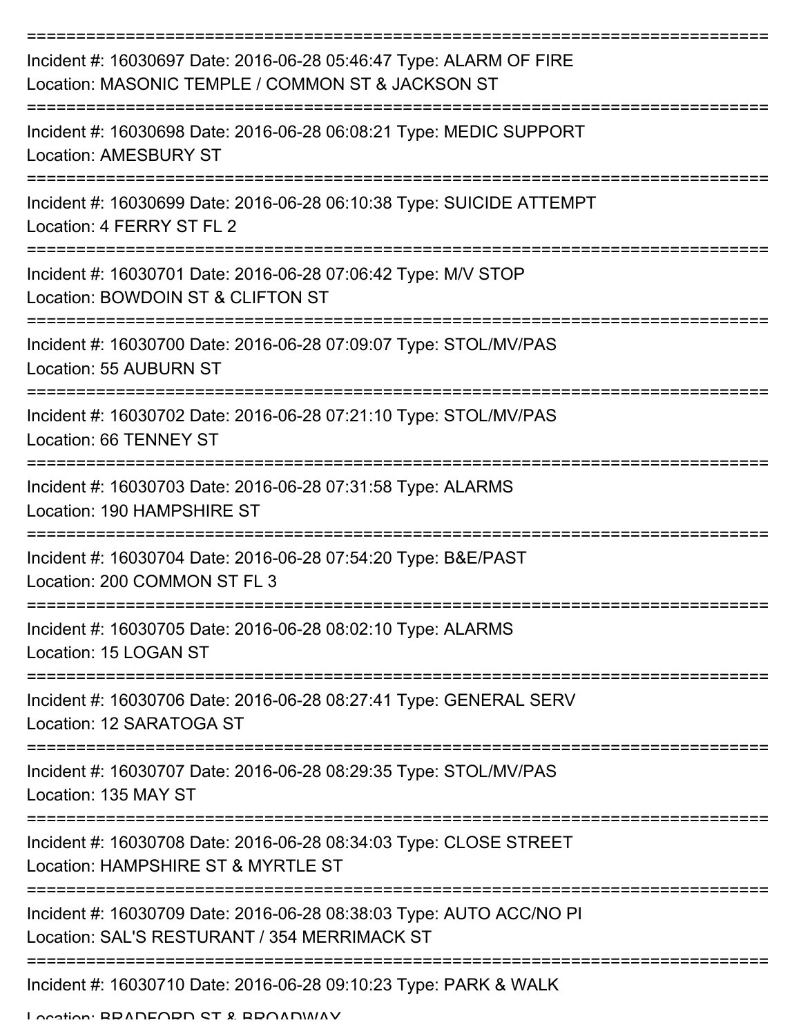===========================================================================

Incident #: 16030697 Date: 2016-06-28 05:46:47 Type: ALARM OF FIRE
Location: MASONIC TEMPLE / COMMON ST & JACKSON ST

===========================================================================

Incident #: 16030698 Date: 2016-06-28 06:08:21 Type: MEDIC SUPPORT
Location: AMESBURY ST

===========================================================================

Incident #: 16030699 Date: 2016-06-28 06:10:38 Type: SUICIDE ATTEMPT
Location: 4 FERRY ST FL 2

===========================================================================

Incident #: 16030701 Date: 2016-06-28 07:06:42 Type: M/V STOP
Location: BOWDOIN ST & CLIFTON ST

===========================================================================

Incident #: 16030700 Date: 2016-06-28 07:09:07 Type: STOL/MV/PAS
Location: 55 AUBURN ST

===========================================================================

Incident #: 16030702 Date: 2016-06-28 07:21:10 Type: STOL/MV/PAS
Location: 66 TENNEY ST

===========================================================================

Incident #: 16030703 Date: 2016-06-28 07:31:58 Type: ALARMS
Location: 190 HAMPSHIRE ST

===========================================================================

Incident #: 16030704 Date: 2016-06-28 07:54:20 Type: B&E/PAST
Location: 200 COMMON ST FL 3

===========================================================================

Incident #: 16030705 Date: 2016-06-28 08:02:10 Type: ALARMS
Location: 15 LOGAN ST

===========================================================================

Incident #: 16030706 Date: 2016-06-28 08:27:41 Type: GENERAL SERV
Location: 12 SARATOGA ST

===========================================================================

Incident #: 16030707 Date: 2016-06-28 08:29:35 Type: STOL/MV/PAS
Location: 135 MAY ST

===========================================================================

Incident #: 16030708 Date: 2016-06-28 08:34:03 Type: CLOSE STREET
Location: HAMPSHIRE ST & MYRTLE ST

===========================================================================

Incident #: 16030709 Date: 2016-06-28 08:38:03 Type: AUTO ACC/NO PI
Location: SAL'S RESTURANT / 354 MERRIMACK ST

===========================================================================

Incident #: 16030710 Date: 2016-06-28 09:10:23 Type: PARK & WALK
Location: BRADFORD ST & BROADWAY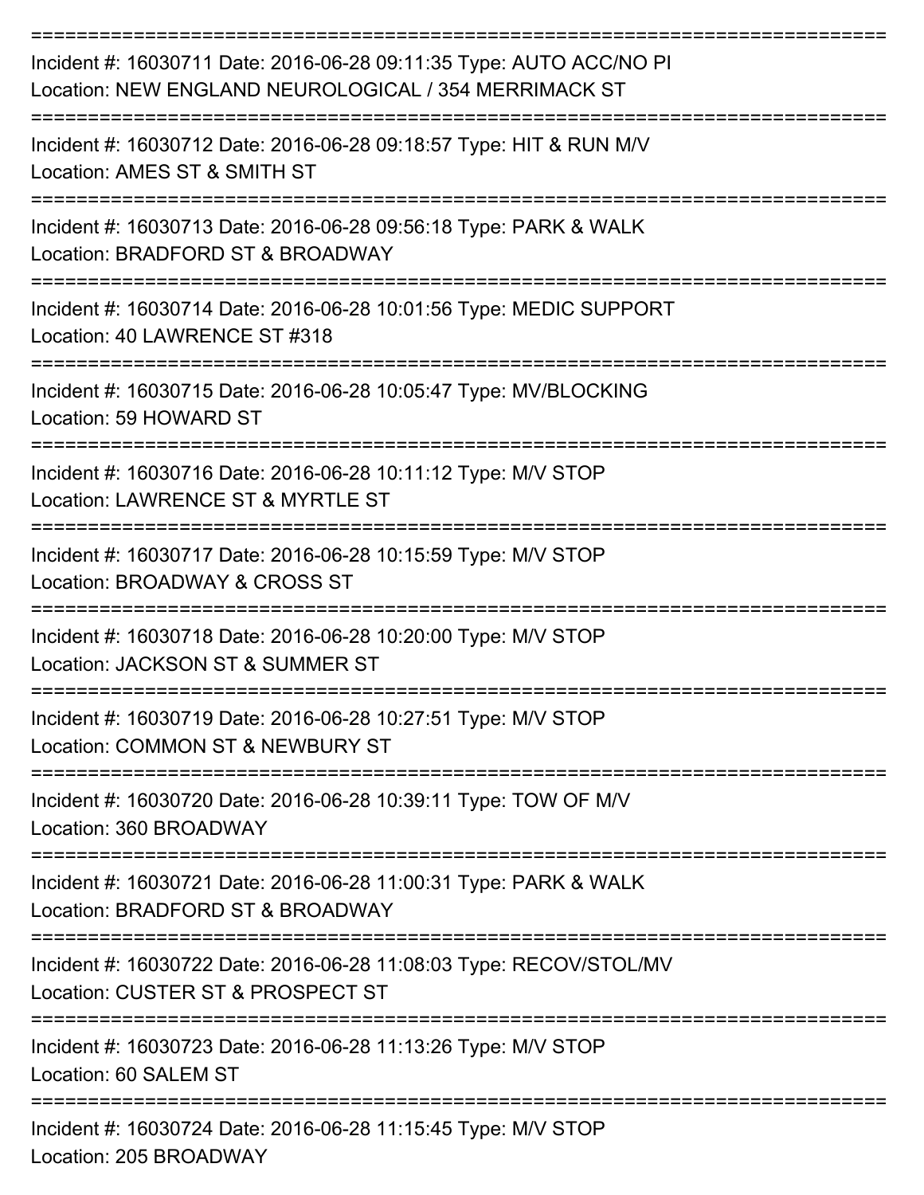===========================================================================
Incident #: 16030711 Date: 2016-06-28 09:11:35 Type: AUTO ACC/NO PI
Location: NEW ENGLAND NEUROLOGICAL / 354 MERRIMACK ST
===========================================================================
Incident #: 16030712 Date: 2016-06-28 09:18:57 Type: HIT & RUN M/V
Location: AMES ST & SMITH ST
===========================================================================
Incident #: 16030713 Date: 2016-06-28 09:56:18 Type: PARK & WALK
Location: BRADFORD ST & BROADWAY
===========================================================================
Incident #: 16030714 Date: 2016-06-28 10:01:56 Type: MEDIC SUPPORT
Location: 40 LAWRENCE ST #318
===========================================================================
Incident #: 16030715 Date: 2016-06-28 10:05:47 Type: MV/BLOCKING
Location: 59 HOWARD ST
===========================================================================
Incident #: 16030716 Date: 2016-06-28 10:11:12 Type: M/V STOP
Location: LAWRENCE ST & MYRTLE ST
===========================================================================
Incident #: 16030717 Date: 2016-06-28 10:15:59 Type: M/V STOP
Location: BROADWAY & CROSS ST
===========================================================================
Incident #: 16030718 Date: 2016-06-28 10:20:00 Type: M/V STOP
Location: JACKSON ST & SUMMER ST
===========================================================================
Incident #: 16030719 Date: 2016-06-28 10:27:51 Type: M/V STOP
Location: COMMON ST & NEWBURY ST
===========================================================================
Incident #: 16030720 Date: 2016-06-28 10:39:11 Type: TOW OF M/V
Location: 360 BROADWAY
===========================================================================
Incident #: 16030721 Date: 2016-06-28 11:00:31 Type: PARK & WALK
Location: BRADFORD ST & BROADWAY
===========================================================================
Incident #: 16030722 Date: 2016-06-28 11:08:03 Type: RECOV/STOL/MV
Location: CUSTER ST & PROSPECT ST
===========================================================================
Incident #: 16030723 Date: 2016-06-28 11:13:26 Type: M/V STOP
Location: 60 SALEM ST
===========================================================================
Incident #: 16030724 Date: 2016-06-28 11:15:45 Type: M/V STOP
Location: 205 BROADWAY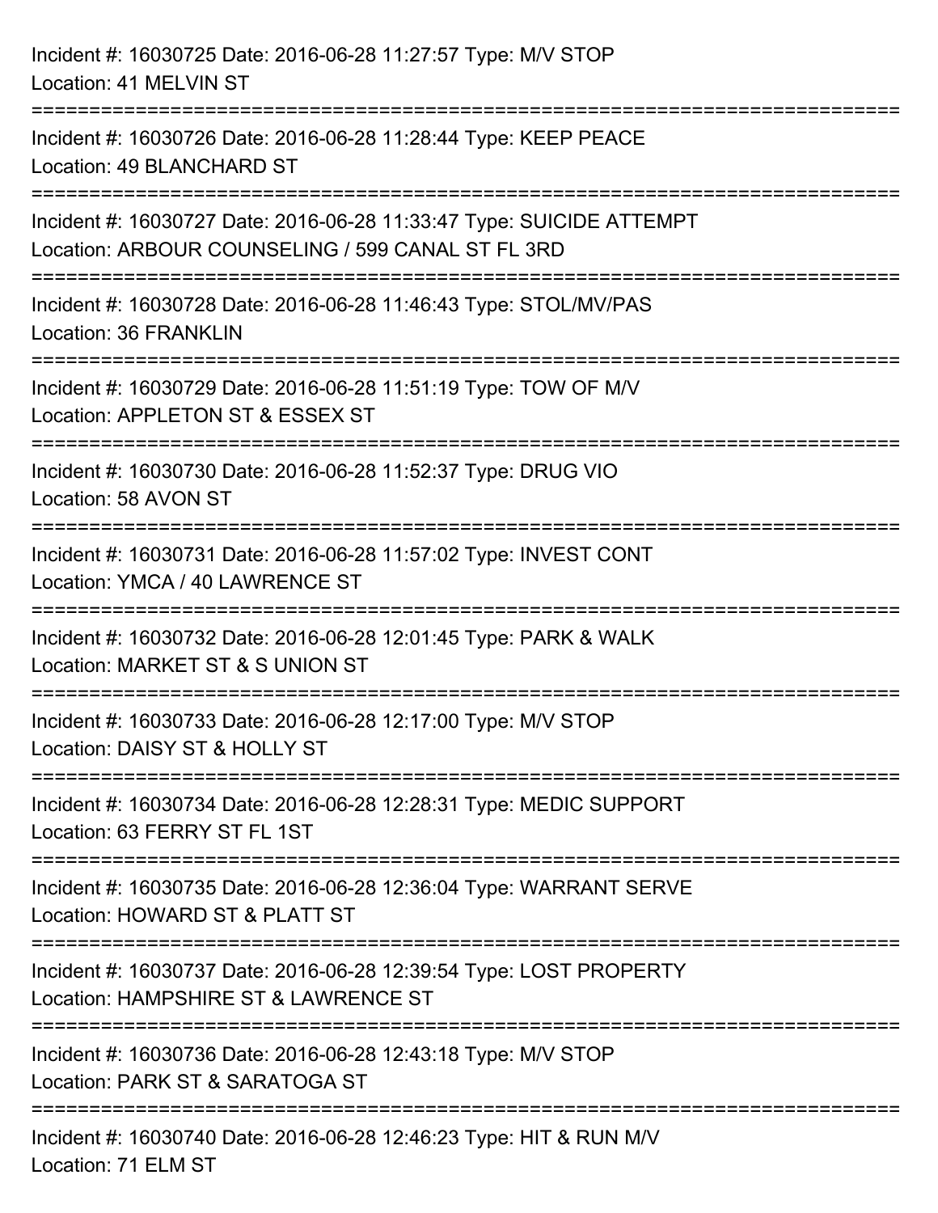Incident #: 16030725 Date: 2016-06-28 11:27:57 Type: M/V STOP
Location: 41 MELVIN ST

===========================================================================

Incident #: 16030726 Date: 2016-06-28 11:28:44 Type: KEEP PEACE
Location: 49 BLANCHARD ST

===========================================================================

Incident #: 16030727 Date: 2016-06-28 11:33:47 Type: SUICIDE ATTEMPT
Location: ARBOUR COUNSELING / 599 CANAL ST FL 3RD

===========================================================================

Incident #: 16030728 Date: 2016-06-28 11:46:43 Type: STOL/MV/PAS
Location: 36 FRANKLIN

===========================================================================

Incident #: 16030729 Date: 2016-06-28 11:51:19 Type: TOW OF M/V
Location: APPLETON ST & ESSEX ST

===========================================================================

Incident #: 16030730 Date: 2016-06-28 11:52:37 Type: DRUG VIO
Location: 58 AVON ST

===========================================================================

Incident #: 16030731 Date: 2016-06-28 11:57:02 Type: INVEST CONT
Location: YMCA / 40 LAWRENCE ST

===========================================================================

Incident #: 16030732 Date: 2016-06-28 12:01:45 Type: PARK & WALK
Location: MARKET ST & S UNION ST

===========================================================================

Incident #: 16030733 Date: 2016-06-28 12:17:00 Type: M/V STOP
Location: DAISY ST & HOLLY ST

===========================================================================

Incident #: 16030734 Date: 2016-06-28 12:28:31 Type: MEDIC SUPPORT
Location: 63 FERRY ST FL 1ST

===========================================================================

Incident #: 16030735 Date: 2016-06-28 12:36:04 Type: WARRANT SERVE
Location: HOWARD ST & PLATT ST

===========================================================================

Incident #: 16030737 Date: 2016-06-28 12:39:54 Type: LOST PROPERTY
Location: HAMPSHIRE ST & LAWRENCE ST

===========================================================================

Incident #: 16030736 Date: 2016-06-28 12:43:18 Type: M/V STOP
Location: PARK ST & SARATOGA ST

===========================================================================

Incident #: 16030740 Date: 2016-06-28 12:46:23 Type: HIT & RUN M/V
Location: 71 ELM ST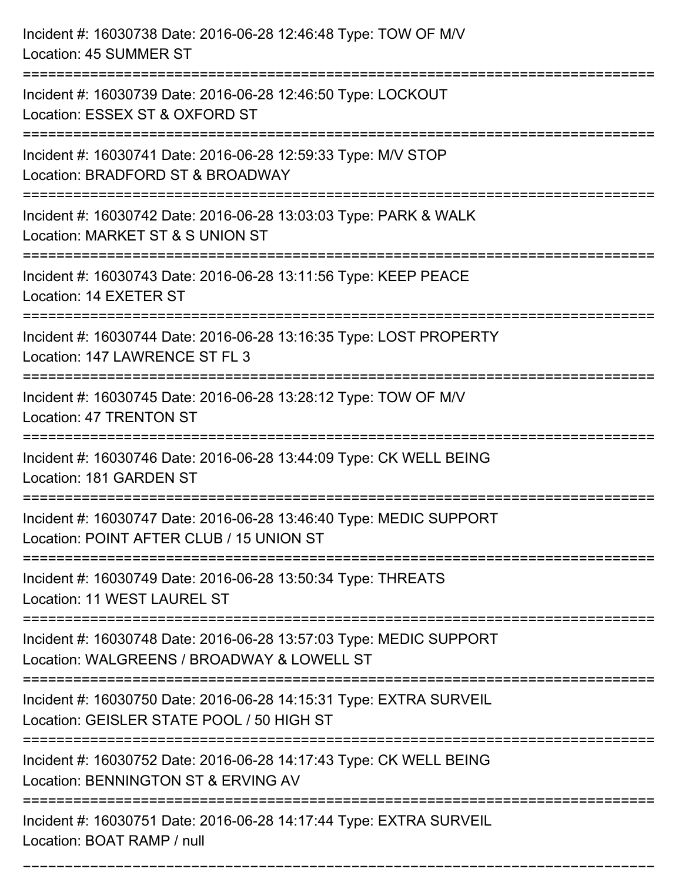Incident #: 16030738 Date: 2016-06-28 12:46:48 Type: TOW OF M/V
Location: 45 SUMMER ST

===========================================================================

Incident #: 16030739 Date: 2016-06-28 12:46:50 Type: LOCKOUT
Location: ESSEX ST & OXFORD ST

===========================================================================

Incident #: 16030741 Date: 2016-06-28 12:59:33 Type: M/V STOP
Location: BRADFORD ST & BROADWAY

===========================================================================

Incident #: 16030742 Date: 2016-06-28 13:03:03 Type: PARK & WALK
Location: MARKET ST & S UNION ST

===========================================================================

Incident #: 16030743 Date: 2016-06-28 13:11:56 Type: KEEP PEACE
Location: 14 EXETER ST

===========================================================================

Incident #: 16030744 Date: 2016-06-28 13:16:35 Type: LOST PROPERTY
Location: 147 LAWRENCE ST FL 3

===========================================================================

Incident #: 16030745 Date: 2016-06-28 13:28:12 Type: TOW OF M/V
Location: 47 TRENTON ST

===========================================================================

Incident #: 16030746 Date: 2016-06-28 13:44:09 Type: CK WELL BEING
Location: 181 GARDEN ST

===========================================================================

Incident #: 16030747 Date: 2016-06-28 13:46:40 Type: MEDIC SUPPORT
Location: POINT AFTER CLUB / 15 UNION ST

===========================================================================

Incident #: 16030749 Date: 2016-06-28 13:50:34 Type: THREATS
Location: 11 WEST LAUREL ST

===========================================================================

Incident #: 16030748 Date: 2016-06-28 13:57:03 Type: MEDIC SUPPORT
Location: WALGREENS / BROADWAY & LOWELL ST

===========================================================================

Incident #: 16030750 Date: 2016-06-28 14:15:31 Type: EXTRA SURVEIL
Location: GEISLER STATE POOL / 50 HIGH ST

===========================================================================

Incident #: 16030752 Date: 2016-06-28 14:17:43 Type: CK WELL BEING
Location: BENNINGTON ST & ERVING AV

===========================================================================

Incident #: 16030751 Date: 2016-06-28 14:17:44 Type: EXTRA SURVEIL
Location: BOAT RAMP / null

===========================================================================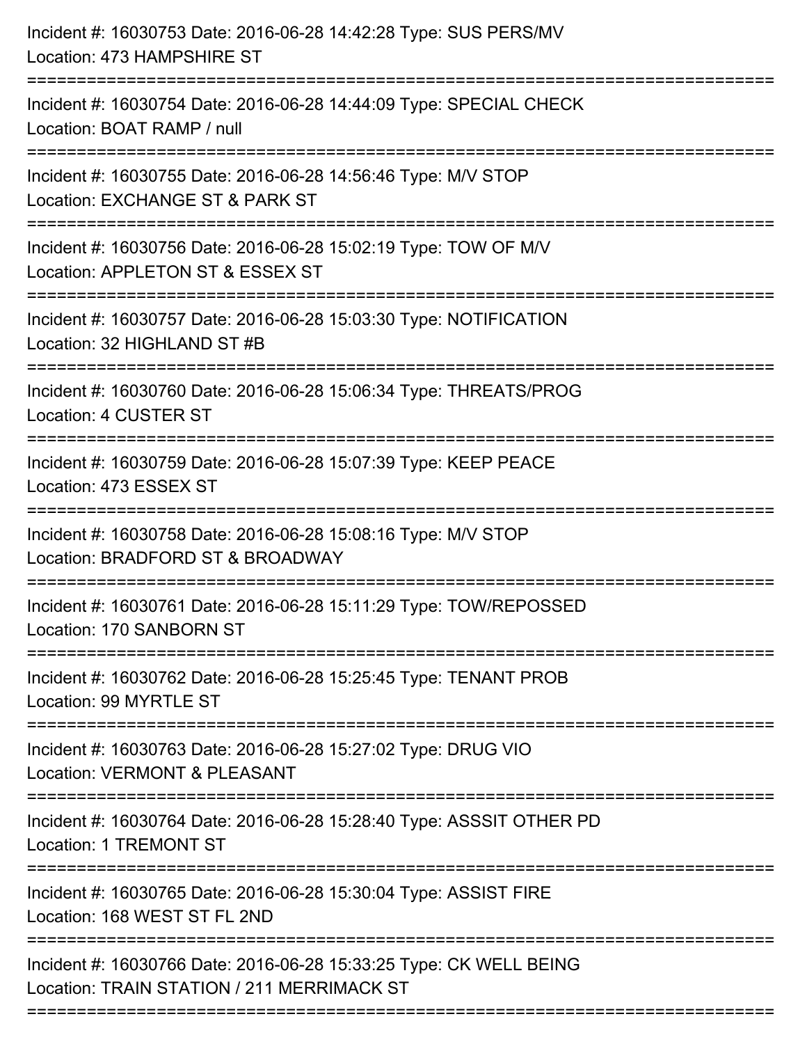Incident #: 16030753 Date: 2016-06-28 14:42:28 Type: SUS PERS/MV
Location: 473 HAMPSHIRE ST

===========================================================================

Incident #: 16030754 Date: 2016-06-28 14:44:09 Type: SPECIAL CHECK
Location: BOAT RAMP / null

===========================================================================

Incident #: 16030755 Date: 2016-06-28 14:56:46 Type: M/V STOP
Location: EXCHANGE ST & PARK ST

===========================================================================

Incident #: 16030756 Date: 2016-06-28 15:02:19 Type: TOW OF M/V
Location: APPLETON ST & ESSEX ST

===========================================================================

Incident #: 16030757 Date: 2016-06-28 15:03:30 Type: NOTIFICATION
Location: 32 HIGHLAND ST #B

===========================================================================

Incident #: 16030760 Date: 2016-06-28 15:06:34 Type: THREATS/PROG
Location: 4 CUSTER ST

===========================================================================

Incident #: 16030759 Date: 2016-06-28 15:07:39 Type: KEEP PEACE
Location: 473 ESSEX ST

===========================================================================

Incident #: 16030758 Date: 2016-06-28 15:08:16 Type: M/V STOP
Location: BRADFORD ST & BROADWAY

===========================================================================

Incident #: 16030761 Date: 2016-06-28 15:11:29 Type: TOW/REPOSSED
Location: 170 SANBORN ST

===========================================================================

Incident #: 16030762 Date: 2016-06-28 15:25:45 Type: TENANT PROB
Location: 99 MYRTLE ST

===========================================================================

Incident #: 16030763 Date: 2016-06-28 15:27:02 Type: DRUG VIO
Location: VERMONT & PLEASANT

===========================================================================

Incident #: 16030764 Date: 2016-06-28 15:28:40 Type: ASSSIT OTHER PD
Location: 1 TREMONT ST

===========================================================================

Incident #: 16030765 Date: 2016-06-28 15:30:04 Type: ASSIST FIRE
Location: 168 WEST ST FL 2ND

===========================================================================

Incident #: 16030766 Date: 2016-06-28 15:33:25 Type: CK WELL BEING
Location: TRAIN STATION / 211 MERRIMACK ST

===========================================================================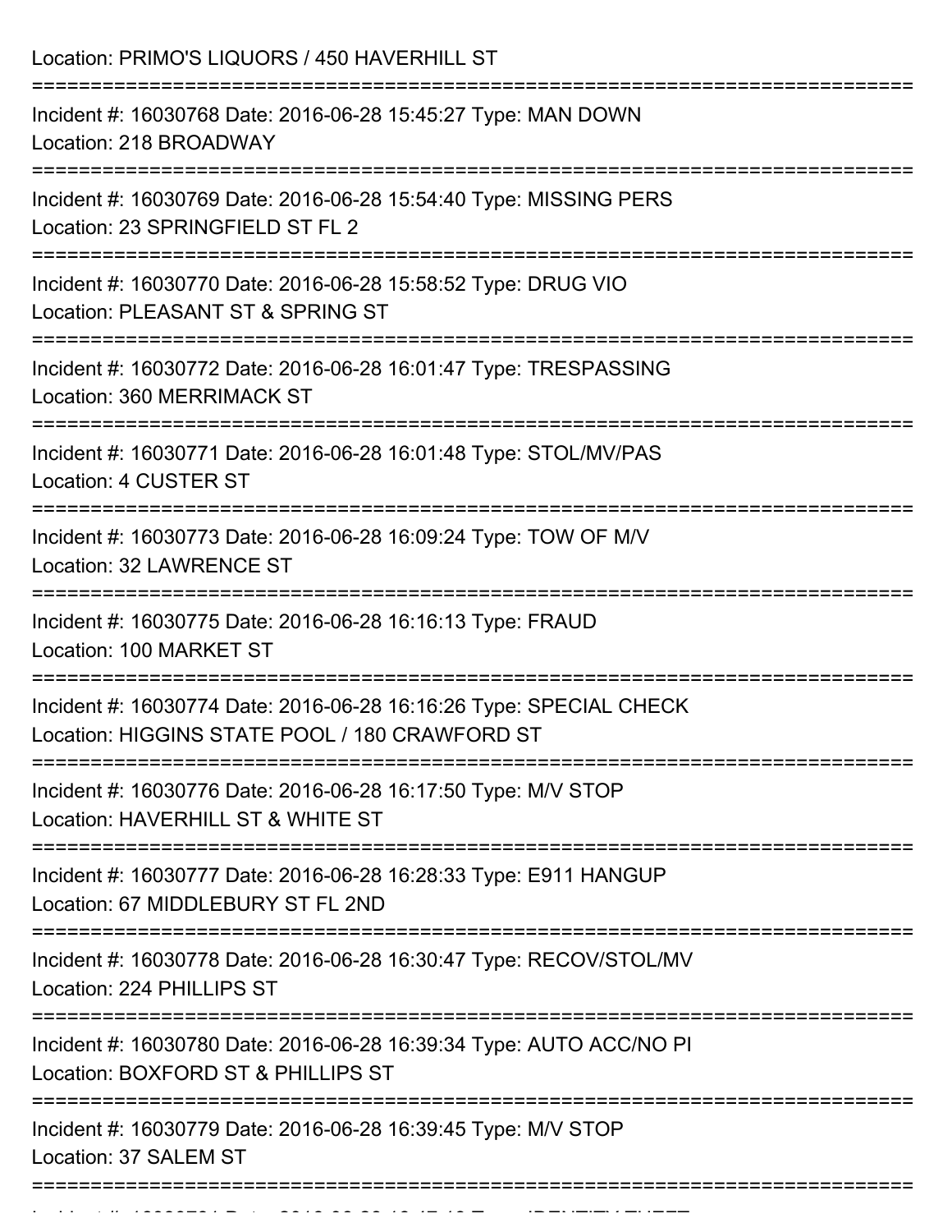Location: PRIMO'S LIQUORS / 450 HAVERHILL ST

===========================================================================

Incident #: 16030768 Date: 2016-06-28 15:45:27 Type: MAN DOWN
Location: 218 BROADWAY

===========================================================================

Incident #: 16030769 Date: 2016-06-28 15:54:40 Type: MISSING PERS
Location: 23 SPRINGFIELD ST FL 2

===========================================================================

Incident #: 16030770 Date: 2016-06-28 15:58:52 Type: DRUG VIO
Location: PLEASANT ST & SPRING ST

===========================================================================

Incident #: 16030772 Date: 2016-06-28 16:01:47 Type: TRESPASSING
Location: 360 MERRIMACK ST

===========================================================================

Incident #: 16030771 Date: 2016-06-28 16:01:48 Type: STOL/MV/PAS
Location: 4 CUSTER ST

===========================================================================

Incident #: 16030773 Date: 2016-06-28 16:09:24 Type: TOW OF M/V
Location: 32 LAWRENCE ST

===========================================================================

Incident #: 16030775 Date: 2016-06-28 16:16:13 Type: FRAUD
Location: 100 MARKET ST

===========================================================================

Incident #: 16030774 Date: 2016-06-28 16:16:26 Type: SPECIAL CHECK
Location: HIGGINS STATE POOL / 180 CRAWFORD ST

===========================================================================

Incident #: 16030776 Date: 2016-06-28 16:17:50 Type: M/V STOP
Location: HAVERHILL ST & WHITE ST

===========================================================================

Incident #: 16030777 Date: 2016-06-28 16:28:33 Type: E911 HANGUP
Location: 67 MIDDLEBURY ST FL 2ND

===========================================================================

Incident #: 16030778 Date: 2016-06-28 16:30:47 Type: RECOV/STOL/MV
Location: 224 PHILLIPS ST

===========================================================================

Incident #: 16030780 Date: 2016-06-28 16:39:34 Type: AUTO ACC/NO PI
Location: BOXFORD ST & PHILLIPS ST

===========================================================================

Incident #: 16030779 Date: 2016-06-28 16:39:45 Type: M/V STOP
Location: 37 SALEM ST

===========================================================================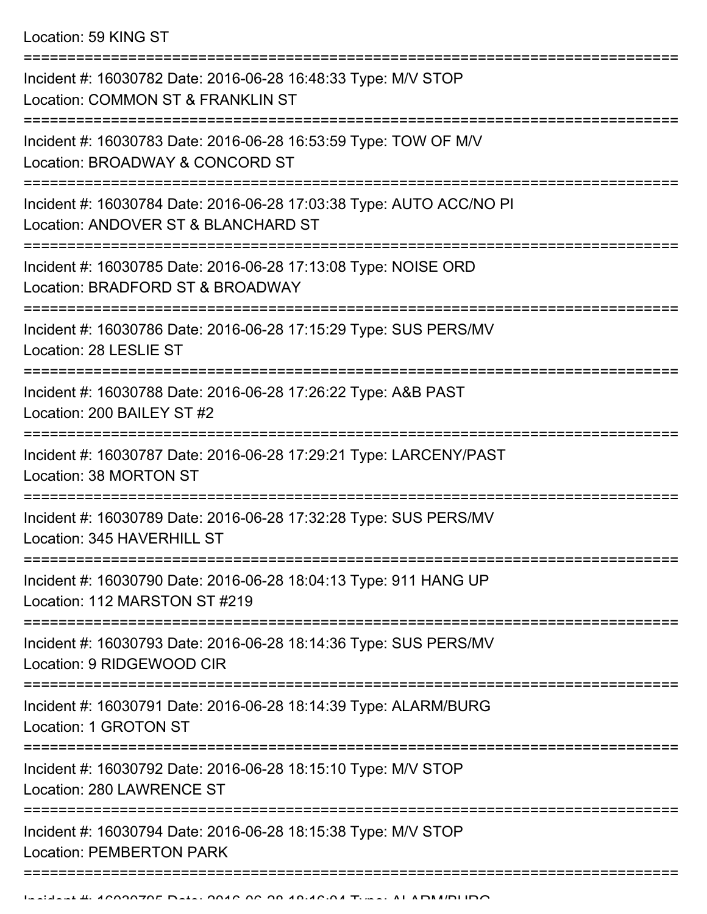Location: 59 KING ST

===========================================================================

Incident #: 16030782 Date: 2016-06-28 16:48:33 Type: M/V STOP
Location: COMMON ST & FRANKLIN ST

===========================================================================

Incident #: 16030783 Date: 2016-06-28 16:53:59 Type: TOW OF M/V
Location: BROADWAY & CONCORD ST

===========================================================================

Incident #: 16030784 Date: 2016-06-28 17:03:38 Type: AUTO ACC/NO PI
Location: ANDOVER ST & BLANCHARD ST

===========================================================================

Incident #: 16030785 Date: 2016-06-28 17:13:08 Type: NOISE ORD
Location: BRADFORD ST & BROADWAY

===========================================================================

Incident #: 16030786 Date: 2016-06-28 17:15:29 Type: SUS PERS/MV
Location: 28 LESLIE ST

===========================================================================

Incident #: 16030788 Date: 2016-06-28 17:26:22 Type: A&B PAST
Location: 200 BAILEY ST #2

===========================================================================

Incident #: 16030787 Date: 2016-06-28 17:29:21 Type: LARCENY/PAST
Location: 38 MORTON ST

===========================================================================

Incident #: 16030789 Date: 2016-06-28 17:32:28 Type: SUS PERS/MV
Location: 345 HAVERHILL ST

===========================================================================

Incident #: 16030790 Date: 2016-06-28 18:04:13 Type: 911 HANG UP
Location: 112 MARSTON ST #219

===========================================================================

Incident #: 16030793 Date: 2016-06-28 18:14:36 Type: SUS PERS/MV
Location: 9 RIDGEWOOD CIR

===========================================================================

Incident #: 16030791 Date: 2016-06-28 18:14:39 Type: ALARM/BURG
Location: 1 GROTON ST

===========================================================================

Incident #: 16030792 Date: 2016-06-28 18:15:10 Type: M/V STOP
Location: 280 LAWRENCE ST

===========================================================================

Incident #: 16030794 Date: 2016-06-28 18:15:38 Type: M/V STOP
Location: PEMBERTON PARK

===========================================================================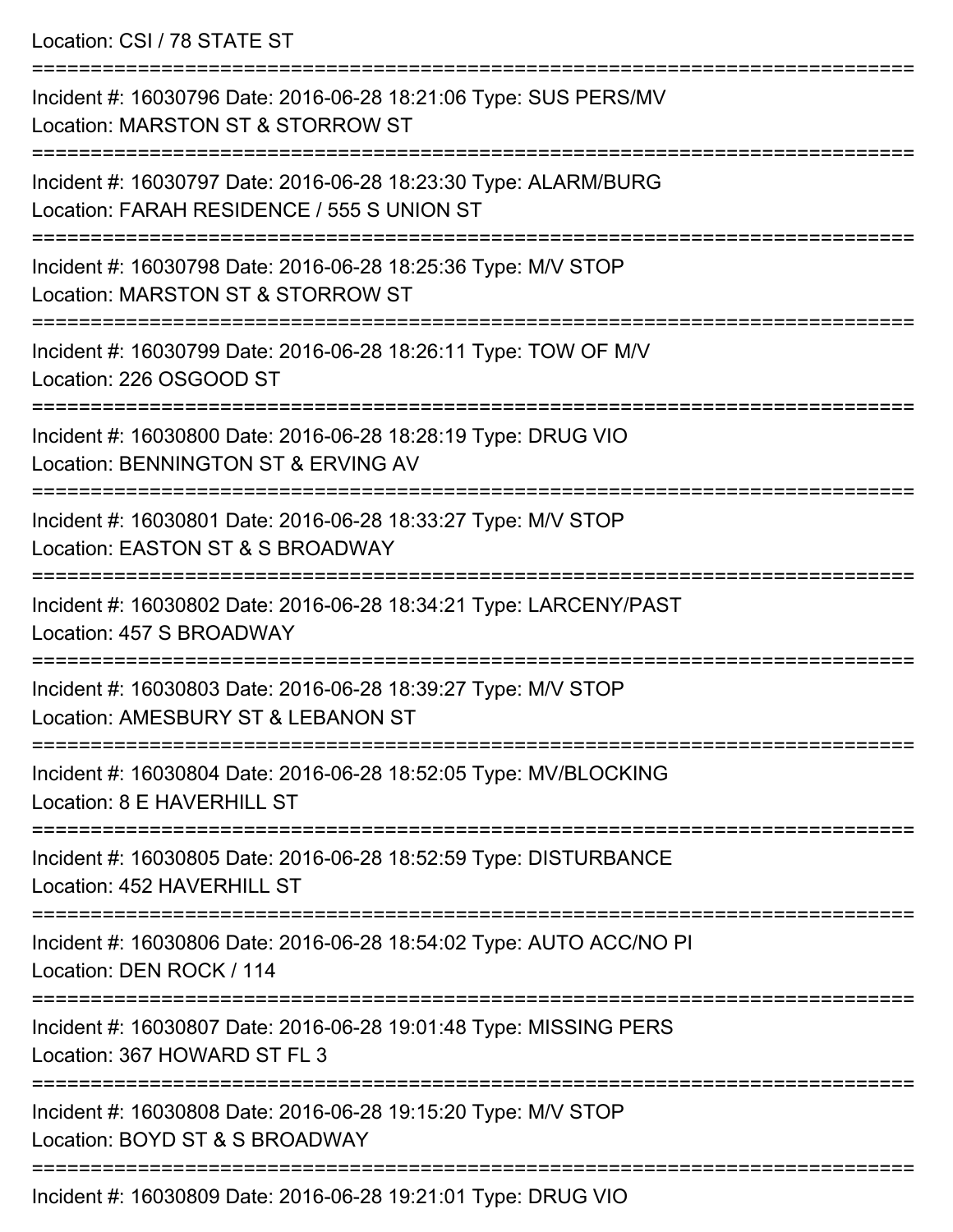Location: CSI / 78 STATE ST

===========================================================================

Incident #: 16030796 Date: 2016-06-28 18:21:06 Type: SUS PERS/MV
Location: MARSTON ST & STORROW ST

===========================================================================

Incident #: 16030797 Date: 2016-06-28 18:23:30 Type: ALARM/BURG
Location: FARAH RESIDENCE / 555 S UNION ST

===========================================================================

Incident #: 16030798 Date: 2016-06-28 18:25:36 Type: M/V STOP
Location: MARSTON ST & STORROW ST

===========================================================================

Incident #: 16030799 Date: 2016-06-28 18:26:11 Type: TOW OF M/V
Location: 226 OSGOOD ST

===========================================================================

Incident #: 16030800 Date: 2016-06-28 18:28:19 Type: DRUG VIO
Location: BENNINGTON ST & ERVING AV

===========================================================================

Incident #: 16030801 Date: 2016-06-28 18:33:27 Type: M/V STOP
Location: EASTON ST & S BROADWAY

===========================================================================

Incident #: 16030802 Date: 2016-06-28 18:34:21 Type: LARCENY/PAST
Location: 457 S BROADWAY

===========================================================================

Incident #: 16030803 Date: 2016-06-28 18:39:27 Type: M/V STOP
Location: AMESBURY ST & LEBANON ST

===========================================================================

Incident #: 16030804 Date: 2016-06-28 18:52:05 Type: MV/BLOCKING
Location: 8 E HAVERHILL ST

===========================================================================

Incident #: 16030805 Date: 2016-06-28 18:52:59 Type: DISTURBANCE
Location: 452 HAVERHILL ST

===========================================================================

Incident #: 16030806 Date: 2016-06-28 18:54:02 Type: AUTO ACC/NO PI
Location: DEN ROCK / 114

===========================================================================

Incident #: 16030807 Date: 2016-06-28 19:01:48 Type: MISSING PERS
Location: 367 HOWARD ST FL 3

===========================================================================

Incident #: 16030808 Date: 2016-06-28 19:15:20 Type: M/V STOP
Location: BOYD ST & S BROADWAY

===========================================================================

Incident #: 16030809 Date: 2016-06-28 19:21:01 Type: DRUG VIO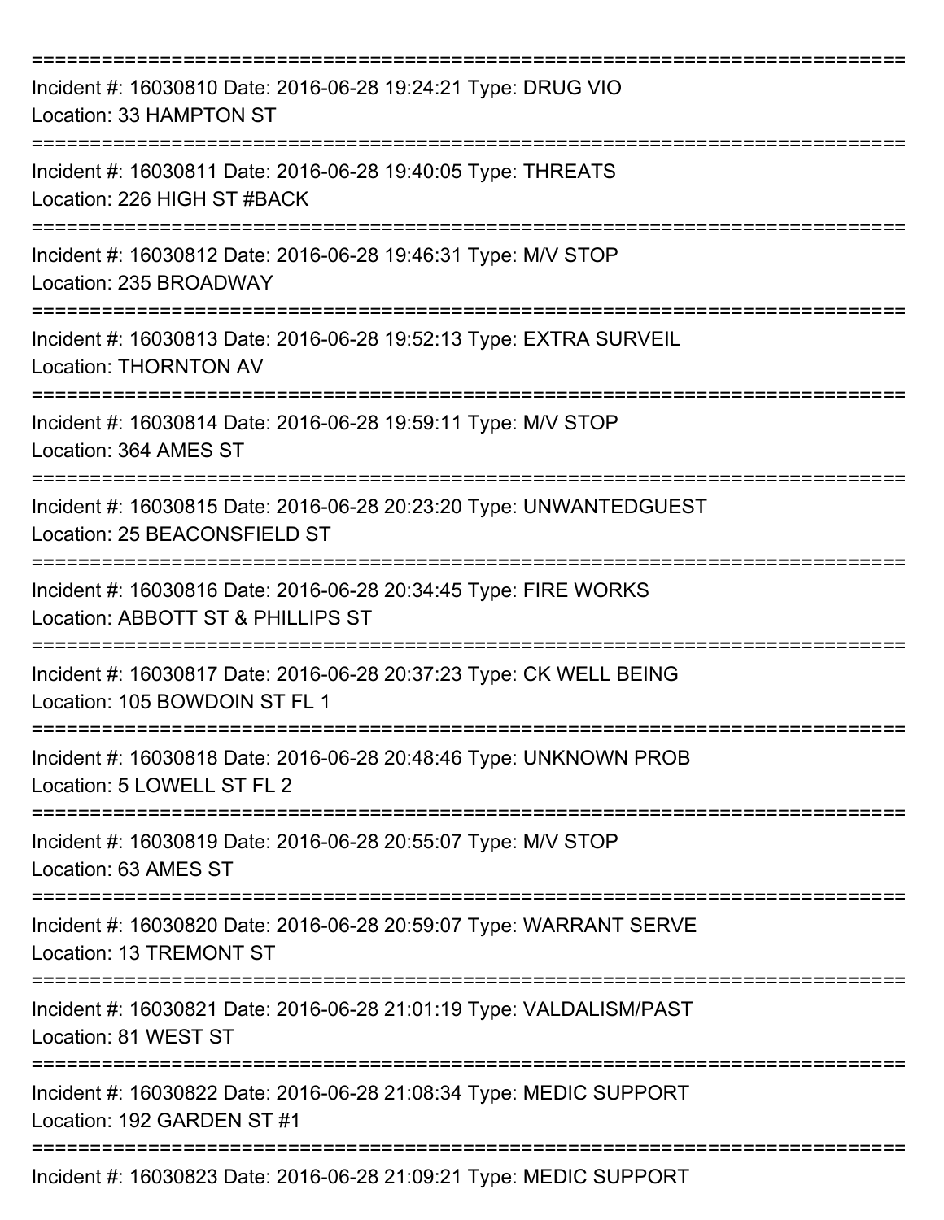===========================================================================

Incident #: 16030810 Date: 2016-06-28 19:24:21 Type: DRUG VIO
Location: 33 HAMPTON ST

===========================================================================

Incident #: 16030811 Date: 2016-06-28 19:40:05 Type: THREATS
Location: 226 HIGH ST #BACK

===========================================================================

Incident #: 16030812 Date: 2016-06-28 19:46:31 Type: M/V STOP
Location: 235 BROADWAY

===========================================================================

Incident #: 16030813 Date: 2016-06-28 19:52:13 Type: EXTRA SURVEIL
Location: THORNTON AV

===========================================================================

Incident #: 16030814 Date: 2016-06-28 19:59:11 Type: M/V STOP
Location: 364 AMES ST

===========================================================================

Incident #: 16030815 Date: 2016-06-28 20:23:20 Type: UNWANTEDGUEST
Location: 25 BEACONSFIELD ST

===========================================================================

Incident #: 16030816 Date: 2016-06-28 20:34:45 Type: FIRE WORKS
Location: ABBOTT ST & PHILLIPS ST

===========================================================================

Incident #: 16030817 Date: 2016-06-28 20:37:23 Type: CK WELL BEING
Location: 105 BOWDOIN ST FL 1

===========================================================================

Incident #: 16030818 Date: 2016-06-28 20:48:46 Type: UNKNOWN PROB
Location: 5 LOWELL ST FL 2

===========================================================================

Incident #: 16030819 Date: 2016-06-28 20:55:07 Type: M/V STOP
Location: 63 AMES ST

===========================================================================

Incident #: 16030820 Date: 2016-06-28 20:59:07 Type: WARRANT SERVE
Location: 13 TREMONT ST

===========================================================================

Incident #: 16030821 Date: 2016-06-28 21:01:19 Type: VALDALISM/PAST
Location: 81 WEST ST

===========================================================================

Incident #: 16030822 Date: 2016-06-28 21:08:34 Type: MEDIC SUPPORT
Location: 192 GARDEN ST #1

===========================================================================

Incident #: 16030823 Date: 2016-06-28 21:09:21 Type: MEDIC SUPPORT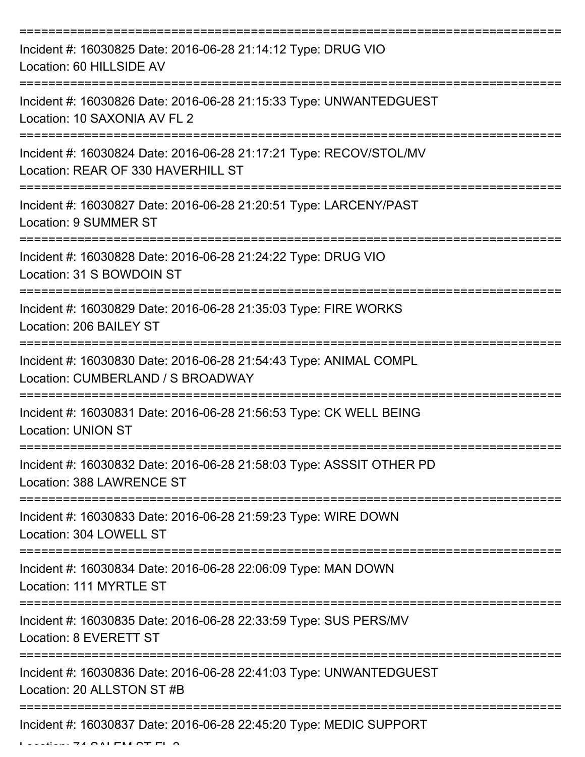===========================================================================

Incident #: 16030825 Date: 2016-06-28 21:14:12 Type: DRUG VIO
Location: 60 HILLSIDE AV

===========================================================================

Incident #: 16030826 Date: 2016-06-28 21:15:33 Type: UNWANTEDGUEST
Location: 10 SAXONIA AV FL 2

===========================================================================

Incident #: 16030824 Date: 2016-06-28 21:17:21 Type: RECOV/STOL/MV
Location: REAR OF 330 HAVERHILL ST

===========================================================================

Incident #: 16030827 Date: 2016-06-28 21:20:51 Type: LARCENY/PAST
Location: 9 SUMMER ST

===========================================================================

Incident #: 16030828 Date: 2016-06-28 21:24:22 Type: DRUG VIO
Location: 31 S BOWDOIN ST

===========================================================================

Incident #: 16030829 Date: 2016-06-28 21:35:03 Type: FIRE WORKS
Location: 206 BAILEY ST

===========================================================================

Incident #: 16030830 Date: 2016-06-28 21:54:43 Type: ANIMAL COMPL
Location: CUMBERLAND / S BROADWAY

===========================================================================

Incident #: 16030831 Date: 2016-06-28 21:56:53 Type: CK WELL BEING
Location: UNION ST

===========================================================================

Incident #: 16030832 Date: 2016-06-28 21:58:03 Type: ASSSIT OTHER PD
Location: 388 LAWRENCE ST

===========================================================================

Incident #: 16030833 Date: 2016-06-28 21:59:23 Type: WIRE DOWN
Location: 304 LOWELL ST

===========================================================================

Incident #: 16030834 Date: 2016-06-28 22:06:09 Type: MAN DOWN
Location: 111 MYRTLE ST

===========================================================================

Incident #: 16030835 Date: 2016-06-28 22:33:59 Type: SUS PERS/MV
Location: 8 EVERETT ST

===========================================================================

Incident #: 16030836 Date: 2016-06-28 22:41:03 Type: UNWANTEDGUEST
Location: 20 ALLSTON ST #B

===========================================================================

Incident #: 16030837 Date: 2016-06-28 22:45:20 Type: MEDIC SUPPORT
Location: 74 SALEM ST FL 2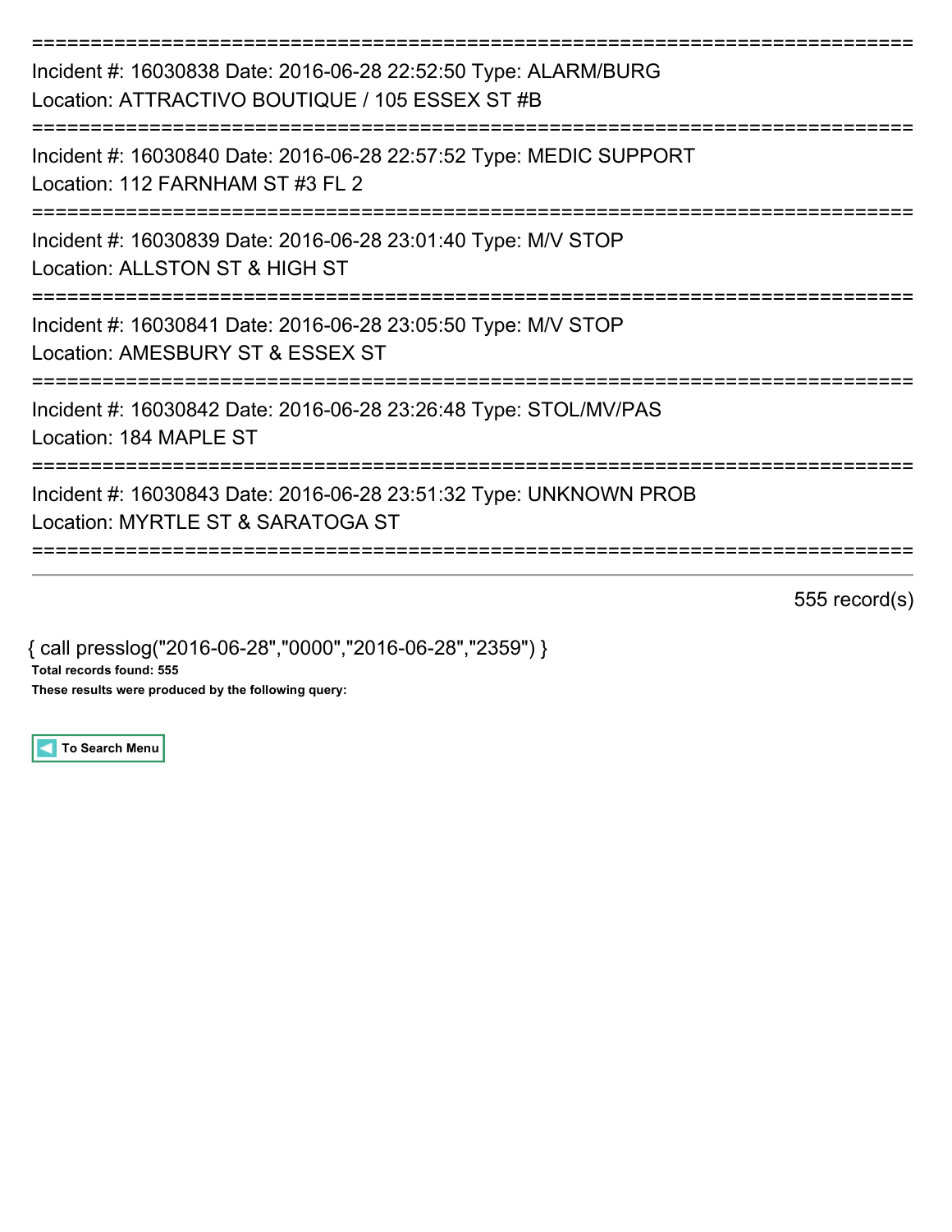===========================================================================

Incident #: 16030838 Date: 2016-06-28 22:52:50 Type: ALARM/BURG

Location: ATTRACTIVO BOUTIQUE / 105 ESSEX ST #B

===========================================================================

Incident #: 16030840 Date: 2016-06-28 22:57:52 Type: MEDIC SUPPORT

Location: 112 FARNHAM ST #3 FL 2

===========================================================================

Incident #: 16030839 Date: 2016-06-28 23:01:40 Type: M/V STOP

Location: ALLSTON ST & HIGH ST

===========================================================================

Incident #: 16030841 Date: 2016-06-28 23:05:50 Type: M/V STOP

Location: AMESBURY ST & ESSEX ST

===========================================================================

Incident #: 16030842 Date: 2016-06-28 23:26:48 Type: STOL/MV/PAS

Location: 184 MAPLE ST

===========================================================================

Incident #: 16030843 Date: 2016-06-28 23:51:32 Type: UNKNOWN PROB

Location: MYRTLE ST & SARATOGA ST

===========================================================================

555 record(s)

{ call presslog("2016-06-28","0000","2016-06-28","2359") }

**Total records found: 555**

**These results were produced by the following query:**

To Search Menu